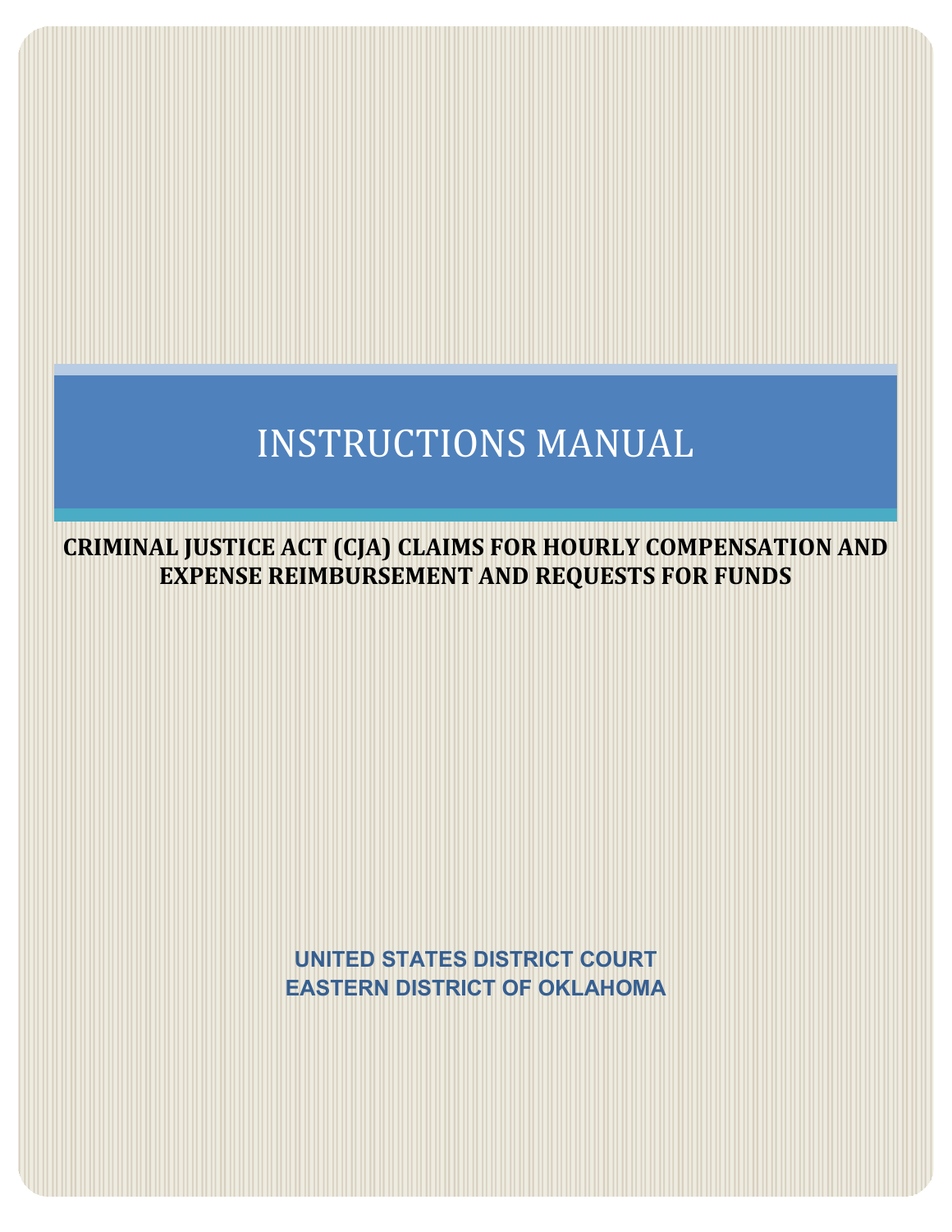# INSTRUCTIONS MANUAL

**CRIMINAL JUSTICE ACT (CJA) CLAIMS FOR HOURLY COMPENSATION AND EXPENSE REIMBURSEMENT AND REQUESTS FOR FUNDS**

**UNITED STATES DISTRICT COURT**
**EASTERN DISTRICT OF OKLAHOMA**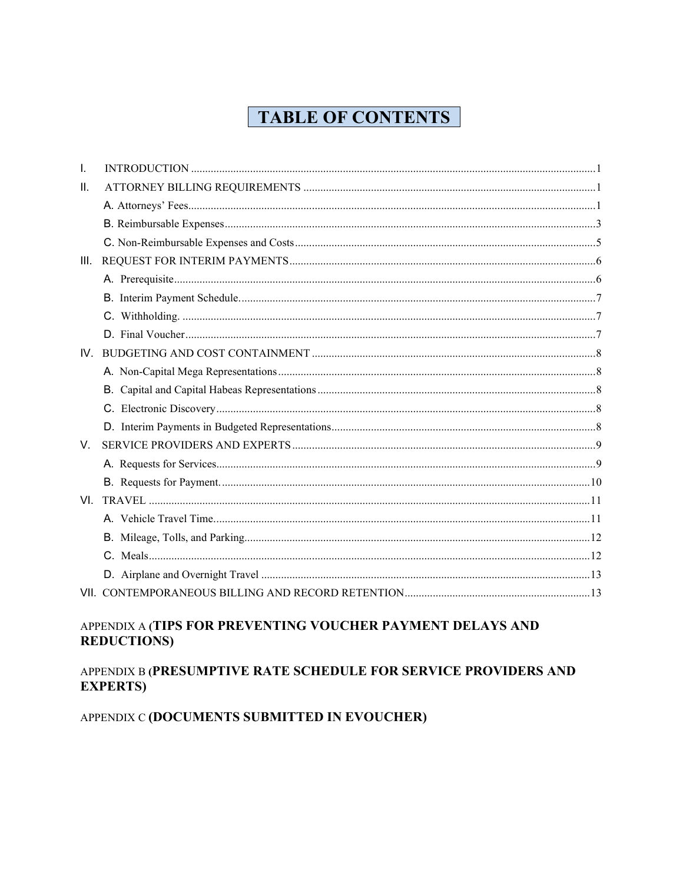# TABLE OF CONTENTS

I. INTRODUCTION .......... 1

II. ATTORNEY BILLING REQUIREMENTS .......... 1

- A. Attorneys' Fees .......... 1
- B. Reimbursable Expenses .......... 3
- C. Non-Reimbursable Expenses and Costs .......... 5

III. REQUEST FOR INTERIM PAYMENTS .......... 6

- A. Prerequisite .......... 6
- B. Interim Payment Schedule. .......... 7
- C. Withholding. .......... 7
- D. Final Voucher .......... 7

IV. BUDGETING AND COST CONTAINMENT .......... 8

- A. Non-Capital Mega Representations .......... 8
- B. Capital and Capital Habeas Representations .......... 8
- C. Electronic Discovery .......... 8
- D. Interim Payments in Budgeted Representations .......... 8

V. SERVICE PROVIDERS AND EXPERTS .......... 9

- A. Requests for Services .......... 9
- B. Requests for Payment. .......... 10

VI. TRAVEL .......... 11

- A. Vehicle Travel Time .......... 11
- B. Mileage, Tolls, and Parking .......... 12
- C. Meals .......... 12
- D. Airplane and Overnight Travel .......... 13

VII. CONTEMPORANEOUS BILLING AND RECORD RETENTION .......... 13

APPENDIX A (**TIPS FOR PREVENTING VOUCHER PAYMENT DELAYS AND REDUCTIONS)**

APPENDIX B (**PRESUMPTIVE RATE SCHEDULE FOR SERVICE PROVIDERS AND EXPERTS)**

APPENDIX C (**DOCUMENTS SUBMITTED IN EVOUCHER)**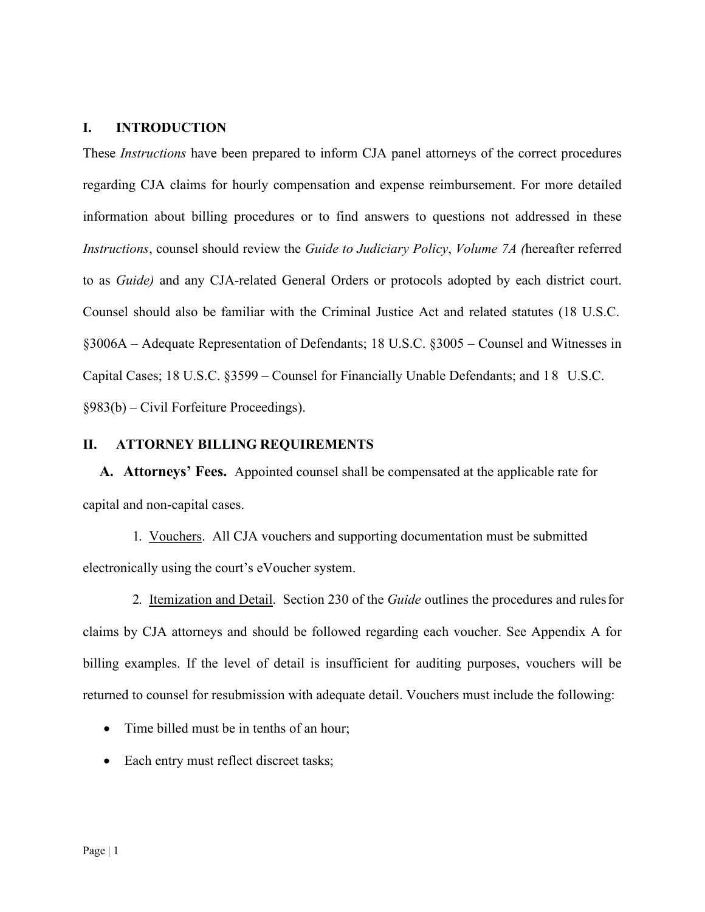## I. INTRODUCTION

These *Instructions* have been prepared to inform CJA panel attorneys of the correct procedures regarding CJA claims for hourly compensation and expense reimbursement. For more detailed information about billing procedures or to find answers to questions not addressed in these *Instructions*, counsel should review the *Guide to Judiciary Policy*, *Volume 7A (*hereafter referred to as *Guide)* and any CJA-related General Orders or protocols adopted by each district court. Counsel should also be familiar with the Criminal Justice Act and related statutes (18 U.S.C. §3006A – Adequate Representation of Defendants; 18 U.S.C. §3005 – Counsel and Witnesses in Capital Cases; 18 U.S.C. §3599 – Counsel for Financially Unable Defendants; and 18 U.S.C. §983(b) – Civil Forfeiture Proceedings).

## II. ATTORNEY BILLING REQUIREMENTS

**A. Attorneys' Fees.** Appointed counsel shall be compensated at the applicable rate for capital and non-capital cases.

1. Vouchers. All CJA vouchers and supporting documentation must be submitted electronically using the court's eVoucher system.

2. Itemization and Detail. Section 230 of the *Guide* outlines the procedures and rules for claims by CJA attorneys and should be followed regarding each voucher. See Appendix A for billing examples. If the level of detail is insufficient for auditing purposes, vouchers will be returned to counsel for resubmission with adequate detail. Vouchers must include the following:

- Time billed must be in tenths of an hour;
- Each entry must reflect discreet tasks;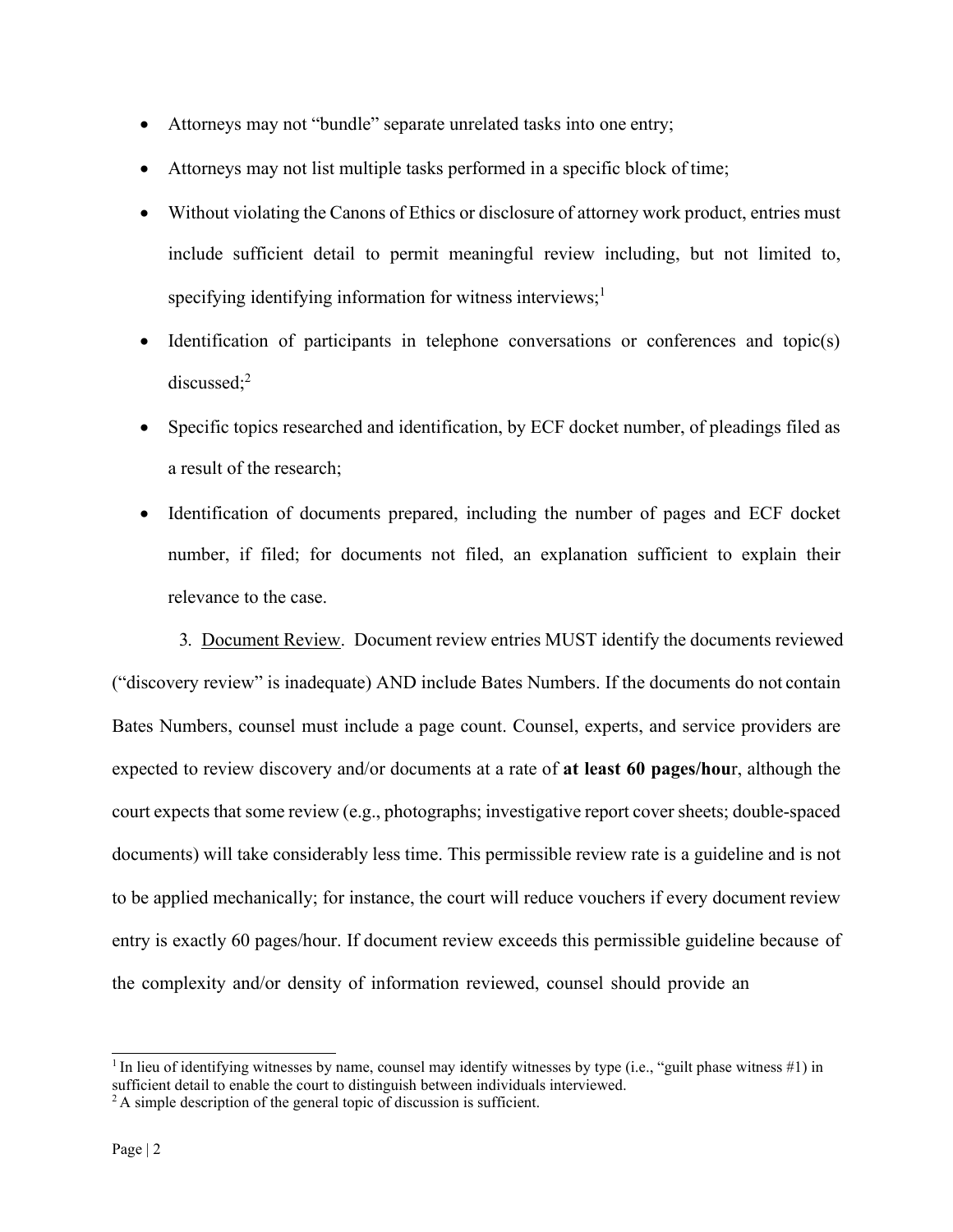- Attorneys may not "bundle" separate unrelated tasks into one entry;
- Attorneys may not list multiple tasks performed in a specific block of time;
- Without violating the Canons of Ethics or disclosure of attorney work product, entries must include sufficient detail to permit meaningful review including, but not limited to, specifying identifying information for witness interviews;[1]
- Identification of participants in telephone conversations or conferences and topic(s) discussed;[2]
- Specific topics researched and identification, by ECF docket number, of pleadings filed as a result of the research;
- Identification of documents prepared, including the number of pages and ECF docket number, if filed; for documents not filed, an explanation sufficient to explain their relevance to the case.

3. <u>Document Review</u>. Document review entries MUST identify the documents reviewed ("discovery review" is inadequate) AND include Bates Numbers. If the documents do not contain Bates Numbers, counsel must include a page count. Counsel, experts, and service providers are expected to review discovery and/or documents at a rate of **at least 60 pages/hou**r, although the court expects that some review (e.g., photographs; investigative report cover sheets; double-spaced documents) will take considerably less time. This permissible review rate is a guideline and is not to be applied mechanically; for instance, the court will reduce vouchers if every document review entry is exactly 60 pages/hour. If document review exceeds this permissible guideline because of the complexity and/or density of information reviewed, counsel should provide an

[1] In lieu of identifying witnesses by name, counsel may identify witnesses by type (i.e., "guilt phase witness #1) in sufficient detail to enable the court to distinguish between individuals interviewed.

[2] A simple description of the general topic of discussion is sufficient.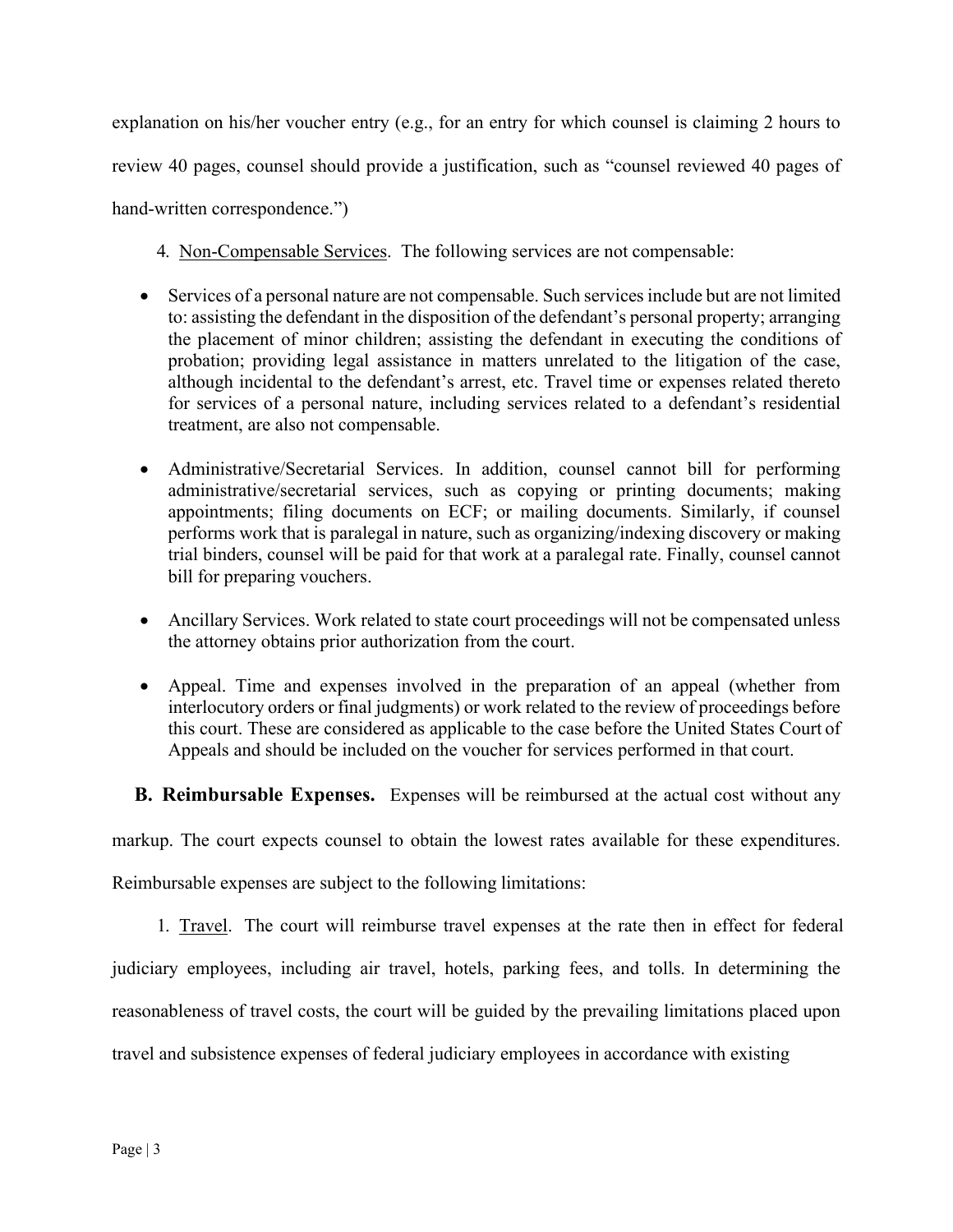explanation on his/her voucher entry (e.g., for an entry for which counsel is claiming 2 hours to review 40 pages, counsel should provide a justification, such as "counsel reviewed 40 pages of hand-written correspondence.")

4. Non-Compensable Services. The following services are not compensable:

- Services of a personal nature are not compensable. Such services include but are not limited to: assisting the defendant in the disposition of the defendant's personal property; arranging the placement of minor children; assisting the defendant in executing the conditions of probation; providing legal assistance in matters unrelated to the litigation of the case, although incidental to the defendant's arrest, etc. Travel time or expenses related thereto for services of a personal nature, including services related to a defendant's residential treatment, are also not compensable.

- Administrative/Secretarial Services. In addition, counsel cannot bill for performing administrative/secretarial services, such as copying or printing documents; making appointments; filing documents on ECF; or mailing documents. Similarly, if counsel performs work that is paralegal in nature, such as organizing/indexing discovery or making trial binders, counsel will be paid for that work at a paralegal rate. Finally, counsel cannot bill for preparing vouchers.

- Ancillary Services. Work related to state court proceedings will not be compensated unless the attorney obtains prior authorization from the court.

- Appeal. Time and expenses involved in the preparation of an appeal (whether from interlocutory orders or final judgments) or work related to the review of proceedings before this court. These are considered as applicable to the case before the United States Court of Appeals and should be included on the voucher for services performed in that court.

**B. Reimbursable Expenses.** Expenses will be reimbursed at the actual cost without any markup. The court expects counsel to obtain the lowest rates available for these expenditures. Reimbursable expenses are subject to the following limitations:

1. Travel. The court will reimburse travel expenses at the rate then in effect for federal judiciary employees, including air travel, hotels, parking fees, and tolls. In determining the reasonableness of travel costs, the court will be guided by the prevailing limitations placed upon travel and subsistence expenses of federal judiciary employees in accordance with existing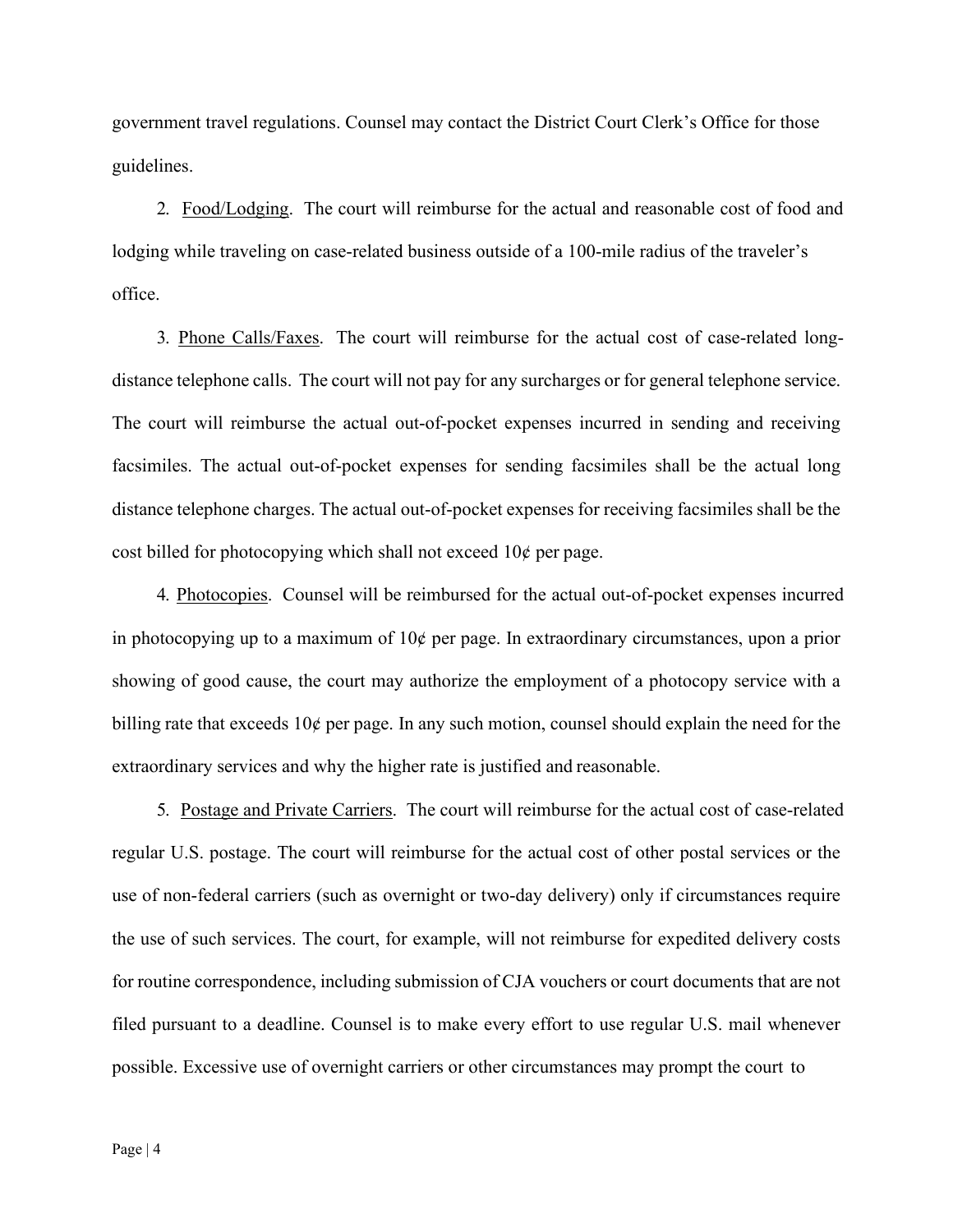government travel regulations. Counsel may contact the District Court Clerk's Office for those guidelines.

2. Food/Lodging. The court will reimburse for the actual and reasonable cost of food and lodging while traveling on case-related business outside of a 100-mile radius of the traveler's office.

3. Phone Calls/Faxes. The court will reimburse for the actual cost of case-related long-distance telephone calls. The court will not pay for any surcharges or for general telephone service. The court will reimburse the actual out-of-pocket expenses incurred in sending and receiving facsimiles. The actual out-of-pocket expenses for sending facsimiles shall be the actual long distance telephone charges. The actual out-of-pocket expenses for receiving facsimiles shall be the cost billed for photocopying which shall not exceed 10¢ per page.

4. Photocopies. Counsel will be reimbursed for the actual out-of-pocket expenses incurred in photocopying up to a maximum of 10¢ per page. In extraordinary circumstances, upon a prior showing of good cause, the court may authorize the employment of a photocopy service with a billing rate that exceeds 10¢ per page. In any such motion, counsel should explain the need for the extraordinary services and why the higher rate is justified and reasonable.

5. Postage and Private Carriers. The court will reimburse for the actual cost of case-related regular U.S. postage. The court will reimburse for the actual cost of other postal services or the use of non-federal carriers (such as overnight or two-day delivery) only if circumstances require the use of such services. The court, for example, will not reimburse for expedited delivery costs for routine correspondence, including submission of CJA vouchers or court documents that are not filed pursuant to a deadline. Counsel is to make every effort to use regular U.S. mail whenever possible. Excessive use of overnight carriers or other circumstances may prompt the court to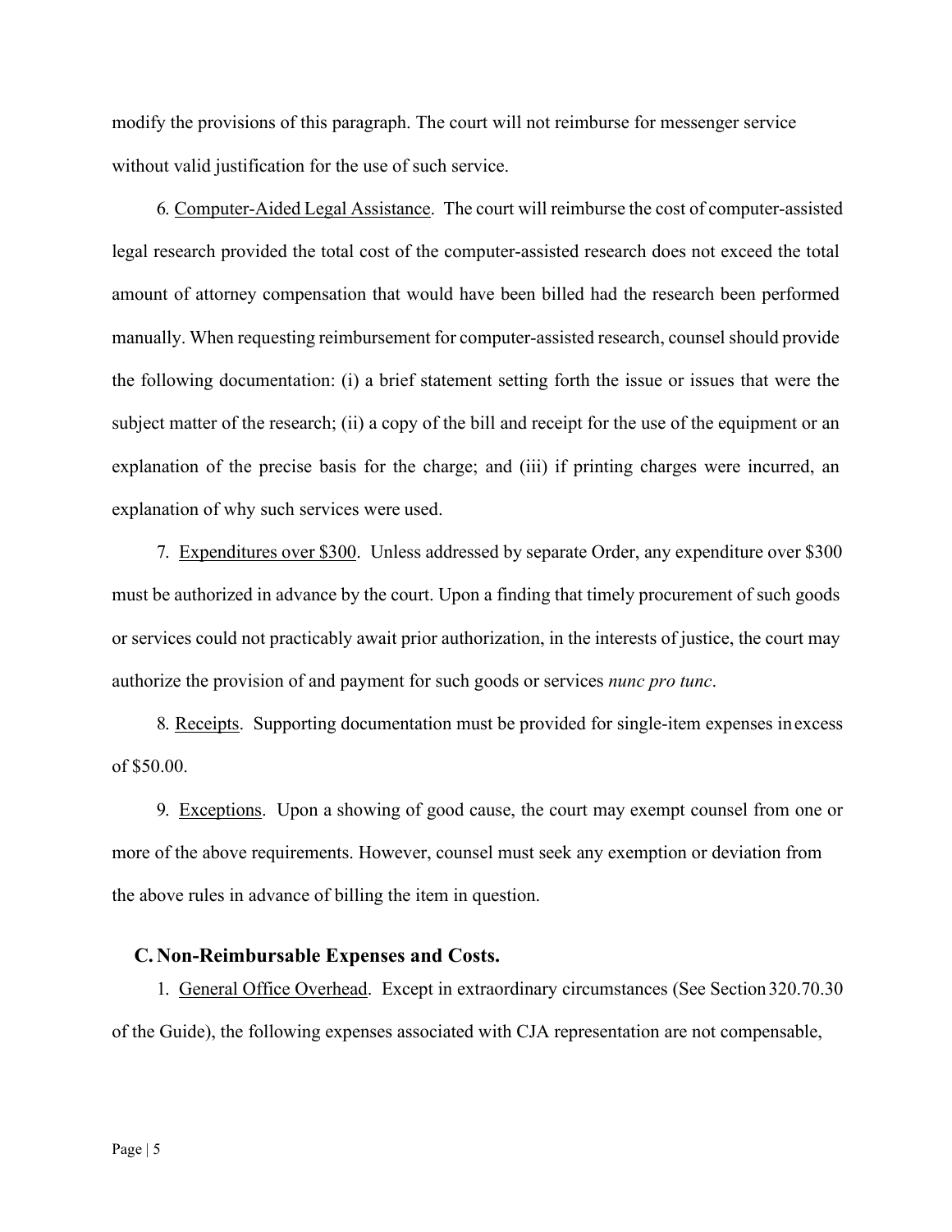modify the provisions of this paragraph. The court will not reimburse for messenger service without valid justification for the use of such service.

6. Computer-Aided Legal Assistance. The court will reimburse the cost of computer-assisted legal research provided the total cost of the computer-assisted research does not exceed the total amount of attorney compensation that would have been billed had the research been performed manually. When requesting reimbursement for computer-assisted research, counsel should provide the following documentation: (i) a brief statement setting forth the issue or issues that were the subject matter of the research; (ii) a copy of the bill and receipt for the use of the equipment or an explanation of the precise basis for the charge; and (iii) if printing charges were incurred, an explanation of why such services were used.

7. Expenditures over $300. Unless addressed by separate Order, any expenditure over $300 must be authorized in advance by the court. Upon a finding that timely procurement of such goods or services could not practicably await prior authorization, in the interests of justice, the court may authorize the provision of and payment for such goods or services *nunc pro tunc*.

8. Receipts. Supporting documentation must be provided for single-item expenses in excess of $50.00.

9. Exceptions. Upon a showing of good cause, the court may exempt counsel from one or more of the above requirements. However, counsel must seek any exemption or deviation from the above rules in advance of billing the item in question.

### C. Non-Reimbursable Expenses and Costs.

1. General Office Overhead. Except in extraordinary circumstances (See Section 320.70.30 of the Guide), the following expenses associated with CJA representation are not compensable,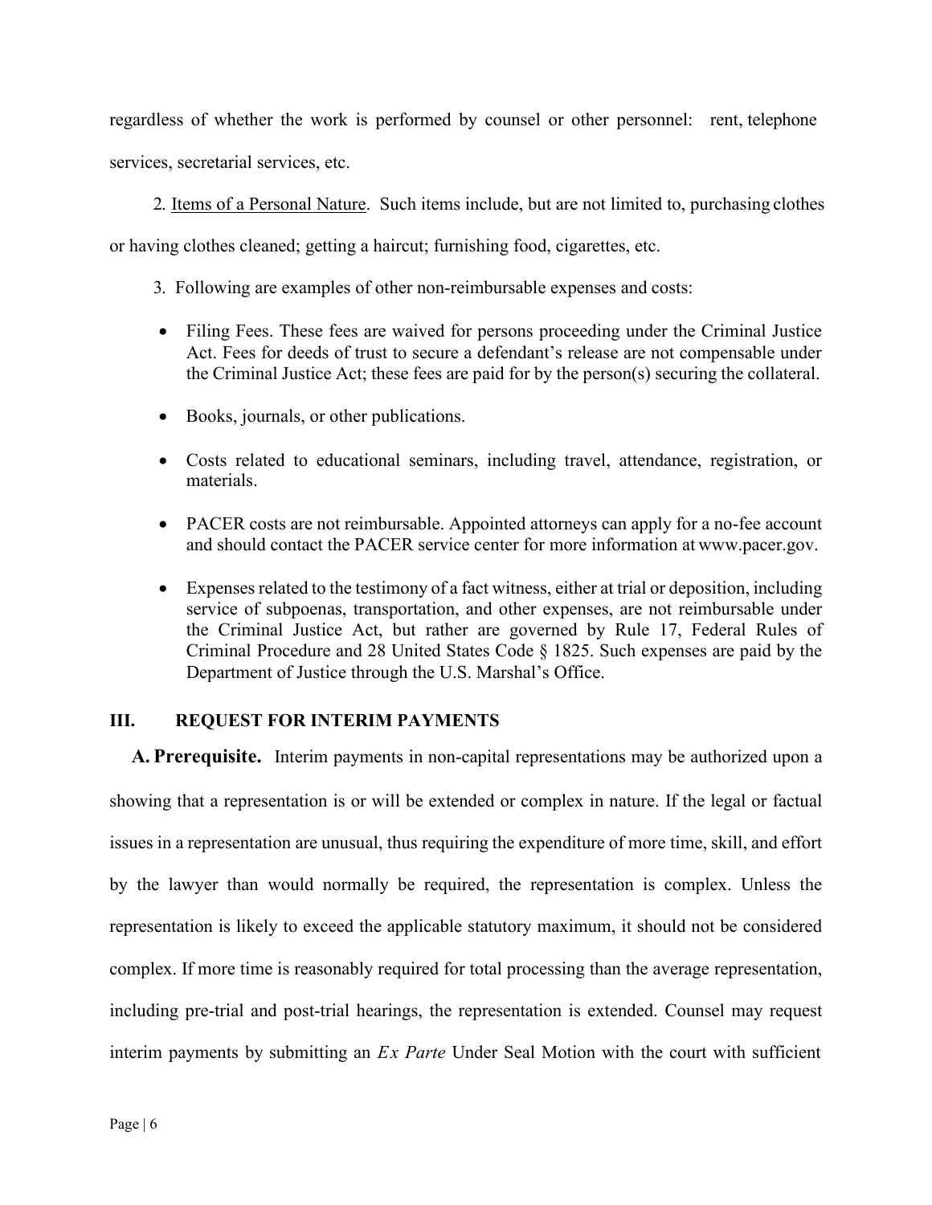regardless of whether the work is performed by counsel or other personnel: rent, telephone services, secretarial services, etc.

2. Items of a Personal Nature. Such items include, but are not limited to, purchasing clothes or having clothes cleaned; getting a haircut; furnishing food, cigarettes, etc.

3. Following are examples of other non-reimbursable expenses and costs:

- Filing Fees. These fees are waived for persons proceeding under the Criminal Justice Act. Fees for deeds of trust to secure a defendant's release are not compensable under the Criminal Justice Act; these fees are paid for by the person(s) securing the collateral.
- Books, journals, or other publications.
- Costs related to educational seminars, including travel, attendance, registration, or materials.
- PACER costs are not reimbursable. Appointed attorneys can apply for a no-fee account and should contact the PACER service center for more information at www.pacer.gov.
- Expenses related to the testimony of a fact witness, either at trial or deposition, including service of subpoenas, transportation, and other expenses, are not reimbursable under the Criminal Justice Act, but rather are governed by Rule 17, Federal Rules of Criminal Procedure and 28 United States Code § 1825. Such expenses are paid by the Department of Justice through the U.S. Marshal's Office.

## III. REQUEST FOR INTERIM PAYMENTS

**A. Prerequisite.** Interim payments in non-capital representations may be authorized upon a showing that a representation is or will be extended or complex in nature. If the legal or factual issues in a representation are unusual, thus requiring the expenditure of more time, skill, and effort by the lawyer than would normally be required, the representation is complex. Unless the representation is likely to exceed the applicable statutory maximum, it should not be considered complex. If more time is reasonably required for total processing than the average representation, including pre-trial and post-trial hearings, the representation is extended. Counsel may request interim payments by submitting an *Ex Parte* Under Seal Motion with the court with sufficient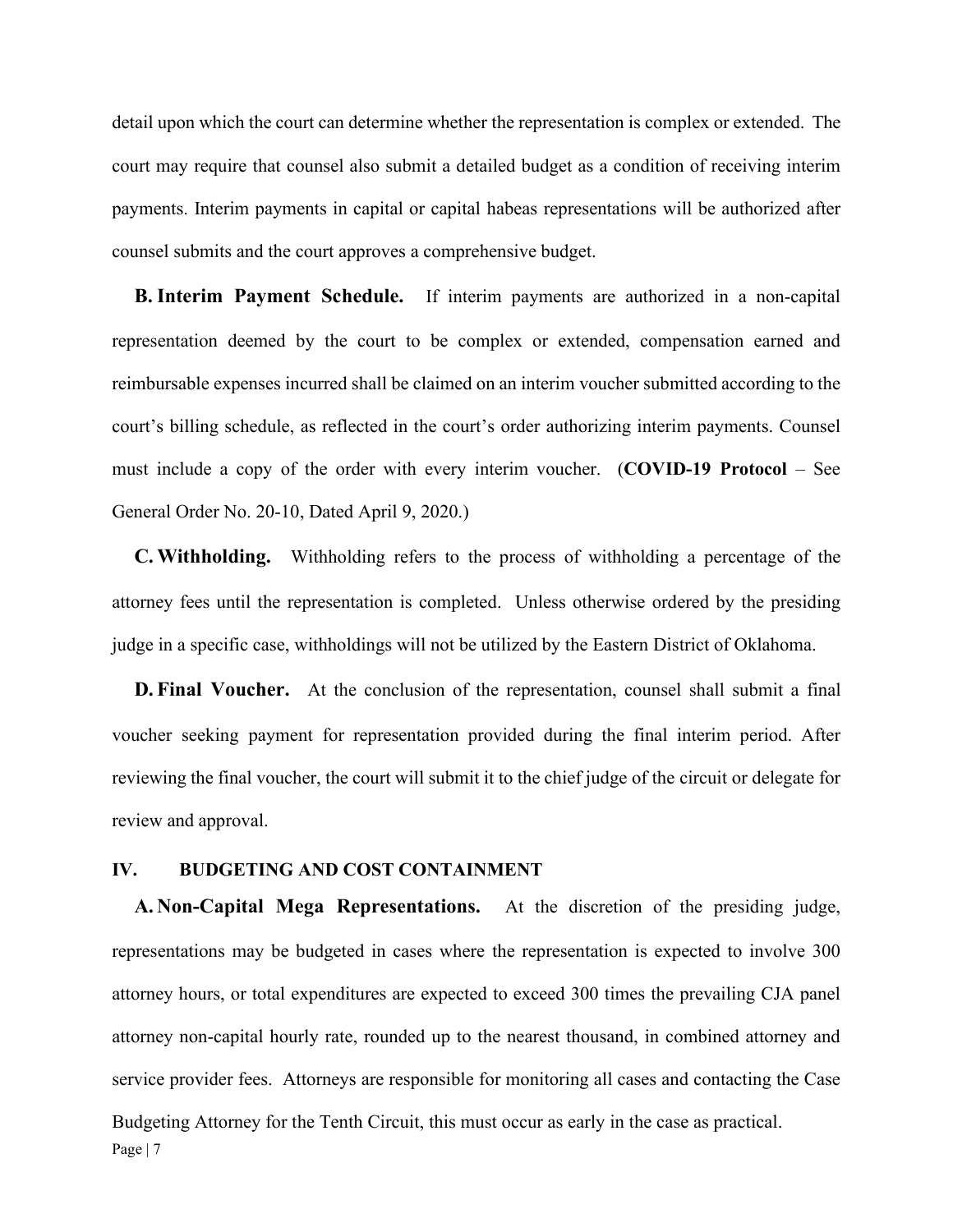detail upon which the court can determine whether the representation is complex or extended. The court may require that counsel also submit a detailed budget as a condition of receiving interim payments. Interim payments in capital or capital habeas representations will be authorized after counsel submits and the court approves a comprehensive budget.

**B. Interim Payment Schedule.** If interim payments are authorized in a non-capital representation deemed by the court to be complex or extended, compensation earned and reimbursable expenses incurred shall be claimed on an interim voucher submitted according to the court's billing schedule, as reflected in the court's order authorizing interim payments. Counsel must include a copy of the order with every interim voucher. (**COVID-19 Protocol** – See General Order No. 20-10, Dated April 9, 2020.)

**C. Withholding.** Withholding refers to the process of withholding a percentage of the attorney fees until the representation is completed. Unless otherwise ordered by the presiding judge in a specific case, withholdings will not be utilized by the Eastern District of Oklahoma.

**D. Final Voucher.** At the conclusion of the representation, counsel shall submit a final voucher seeking payment for representation provided during the final interim period. After reviewing the final voucher, the court will submit it to the chief judge of the circuit or delegate for review and approval.

## IV. BUDGETING AND COST CONTAINMENT

**A. Non-Capital Mega Representations.** At the discretion of the presiding judge, representations may be budgeted in cases where the representation is expected to involve 300 attorney hours, or total expenditures are expected to exceed 300 times the prevailing CJA panel attorney non-capital hourly rate, rounded up to the nearest thousand, in combined attorney and service provider fees. Attorneys are responsible for monitoring all cases and contacting the Case Budgeting Attorney for the Tenth Circuit, this must occur as early in the case as practical.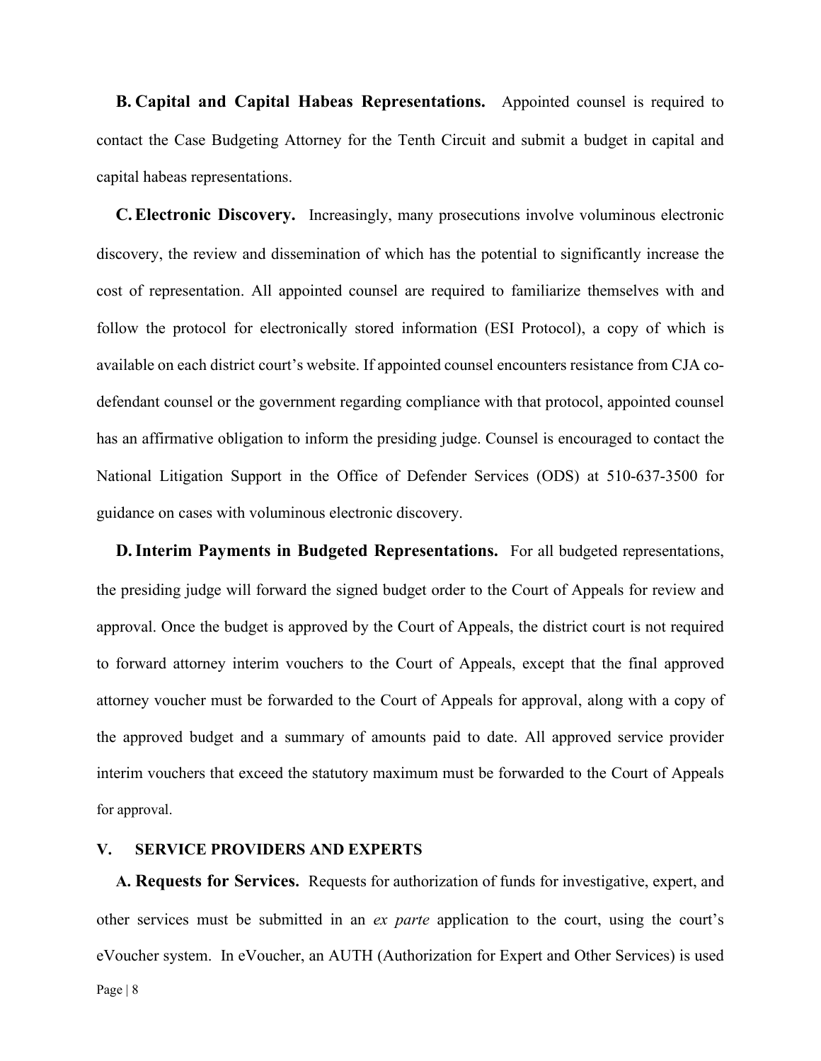**B. Capital and Capital Habeas Representations.** Appointed counsel is required to contact the Case Budgeting Attorney for the Tenth Circuit and submit a budget in capital and capital habeas representations.

**C. Electronic Discovery.** Increasingly, many prosecutions involve voluminous electronic discovery, the review and dissemination of which has the potential to significantly increase the cost of representation. All appointed counsel are required to familiarize themselves with and follow the protocol for electronically stored information (ESI Protocol), a copy of which is available on each district court's website. If appointed counsel encounters resistance from CJA co-defendant counsel or the government regarding compliance with that protocol, appointed counsel has an affirmative obligation to inform the presiding judge. Counsel is encouraged to contact the National Litigation Support in the Office of Defender Services (ODS) at 510-637-3500 for guidance on cases with voluminous electronic discovery.

**D. Interim Payments in Budgeted Representations.** For all budgeted representations, the presiding judge will forward the signed budget order to the Court of Appeals for review and approval. Once the budget is approved by the Court of Appeals, the district court is not required to forward attorney interim vouchers to the Court of Appeals, except that the final approved attorney voucher must be forwarded to the Court of Appeals for approval, along with a copy of the approved budget and a summary of amounts paid to date. All approved service provider interim vouchers that exceed the statutory maximum must be forwarded to the Court of Appeals for approval.

## V. SERVICE PROVIDERS AND EXPERTS

**A. Requests for Services.** Requests for authorization of funds for investigative, expert, and other services must be submitted in an *ex parte* application to the court, using the court's eVoucher system. In eVoucher, an AUTH (Authorization for Expert and Other Services) is used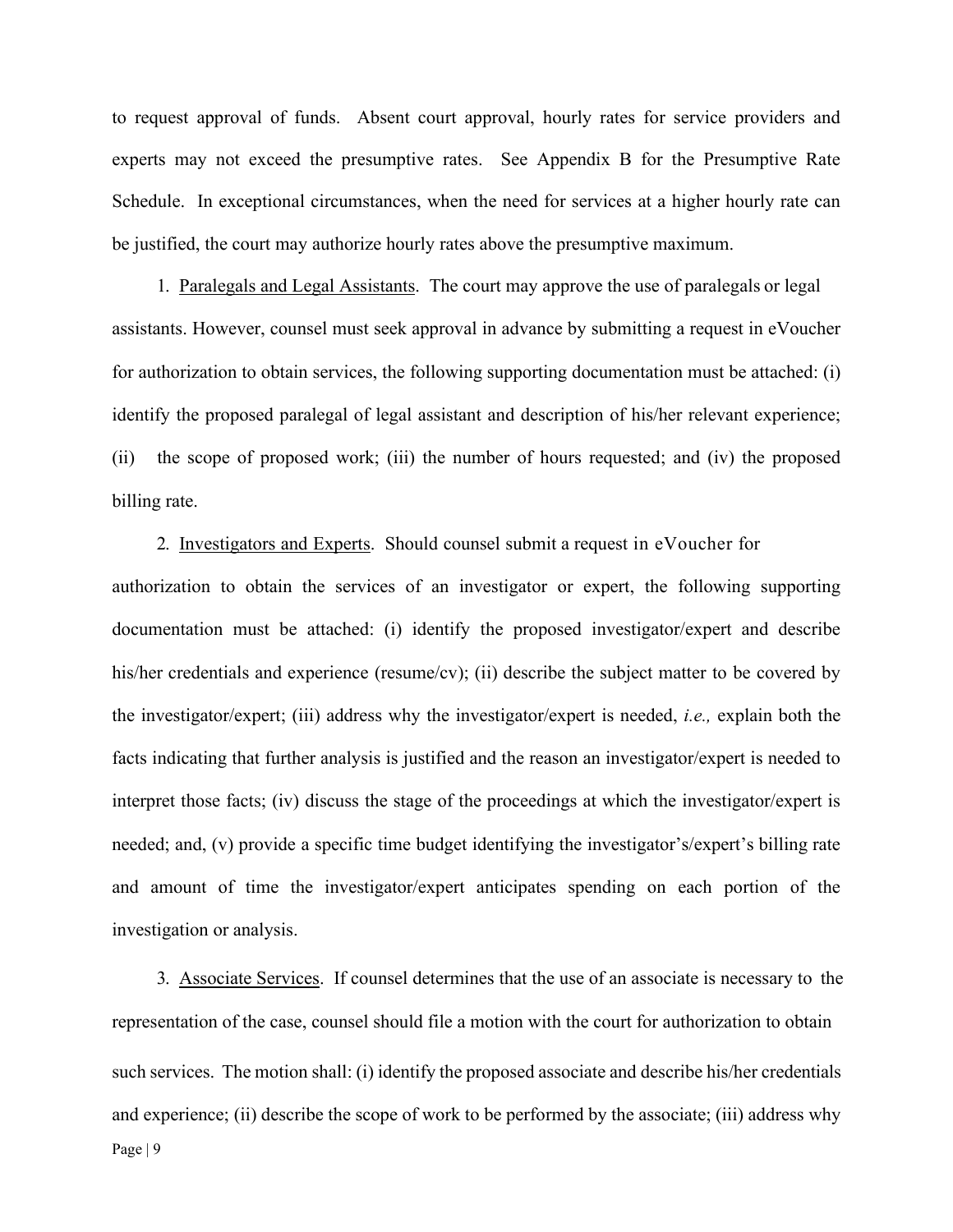to request approval of funds. Absent court approval, hourly rates for service providers and experts may not exceed the presumptive rates. See Appendix B for the Presumptive Rate Schedule. In exceptional circumstances, when the need for services at a higher hourly rate can be justified, the court may authorize hourly rates above the presumptive maximum.

1. Paralegals and Legal Assistants. The court may approve the use of paralegals or legal assistants. However, counsel must seek approval in advance by submitting a request in eVoucher for authorization to obtain services, the following supporting documentation must be attached: (i) identify the proposed paralegal of legal assistant and description of his/her relevant experience; (ii) the scope of proposed work; (iii) the number of hours requested; and (iv) the proposed billing rate.

2. Investigators and Experts. Should counsel submit a request in eVoucher for authorization to obtain the services of an investigator or expert, the following supporting documentation must be attached: (i) identify the proposed investigator/expert and describe his/her credentials and experience (resume/cv); (ii) describe the subject matter to be covered by the investigator/expert; (iii) address why the investigator/expert is needed, *i.e.,* explain both the facts indicating that further analysis is justified and the reason an investigator/expert is needed to interpret those facts; (iv) discuss the stage of the proceedings at which the investigator/expert is needed; and, (v) provide a specific time budget identifying the investigator's/expert's billing rate and amount of time the investigator/expert anticipates spending on each portion of the investigation or analysis.

3. Associate Services. If counsel determines that the use of an associate is necessary to the representation of the case, counsel should file a motion with the court for authorization to obtain such services. The motion shall: (i) identify the proposed associate and describe his/her credentials and experience; (ii) describe the scope of work to be performed by the associate; (iii) address why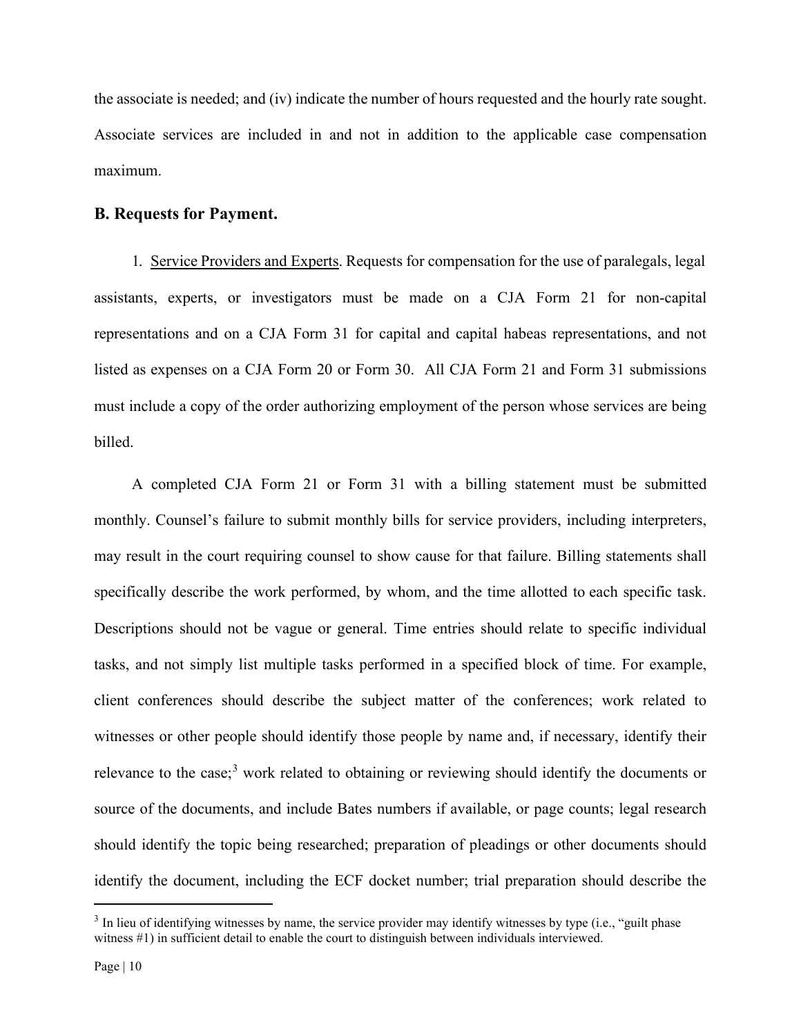the associate is needed; and (iv) indicate the number of hours requested and the hourly rate sought. Associate services are included in and not in addition to the applicable case compensation maximum.

## B. Requests for Payment.

1. Service Providers and Experts. Requests for compensation for the use of paralegals, legal assistants, experts, or investigators must be made on a CJA Form 21 for non-capital representations and on a CJA Form 31 for capital and capital habeas representations, and not listed as expenses on a CJA Form 20 or Form 30. All CJA Form 21 and Form 31 submissions must include a copy of the order authorizing employment of the person whose services are being billed.

A completed CJA Form 21 or Form 31 with a billing statement must be submitted monthly. Counsel's failure to submit monthly bills for service providers, including interpreters, may result in the court requiring counsel to show cause for that failure. Billing statements shall specifically describe the work performed, by whom, and the time allotted to each specific task. Descriptions should not be vague or general. Time entries should relate to specific individual tasks, and not simply list multiple tasks performed in a specified block of time. For example, client conferences should describe the subject matter of the conferences; work related to witnesses or other people should identify those people by name and, if necessary, identify their relevance to the case;[3] work related to obtaining or reviewing should identify the documents or source of the documents, and include Bates numbers if available, or page counts; legal research should identify the topic being researched; preparation of pleadings or other documents should identify the document, including the ECF docket number; trial preparation should describe the

[3] In lieu of identifying witnesses by name, the service provider may identify witnesses by type (i.e., "guilt phase witness #1) in sufficient detail to enable the court to distinguish between individuals interviewed.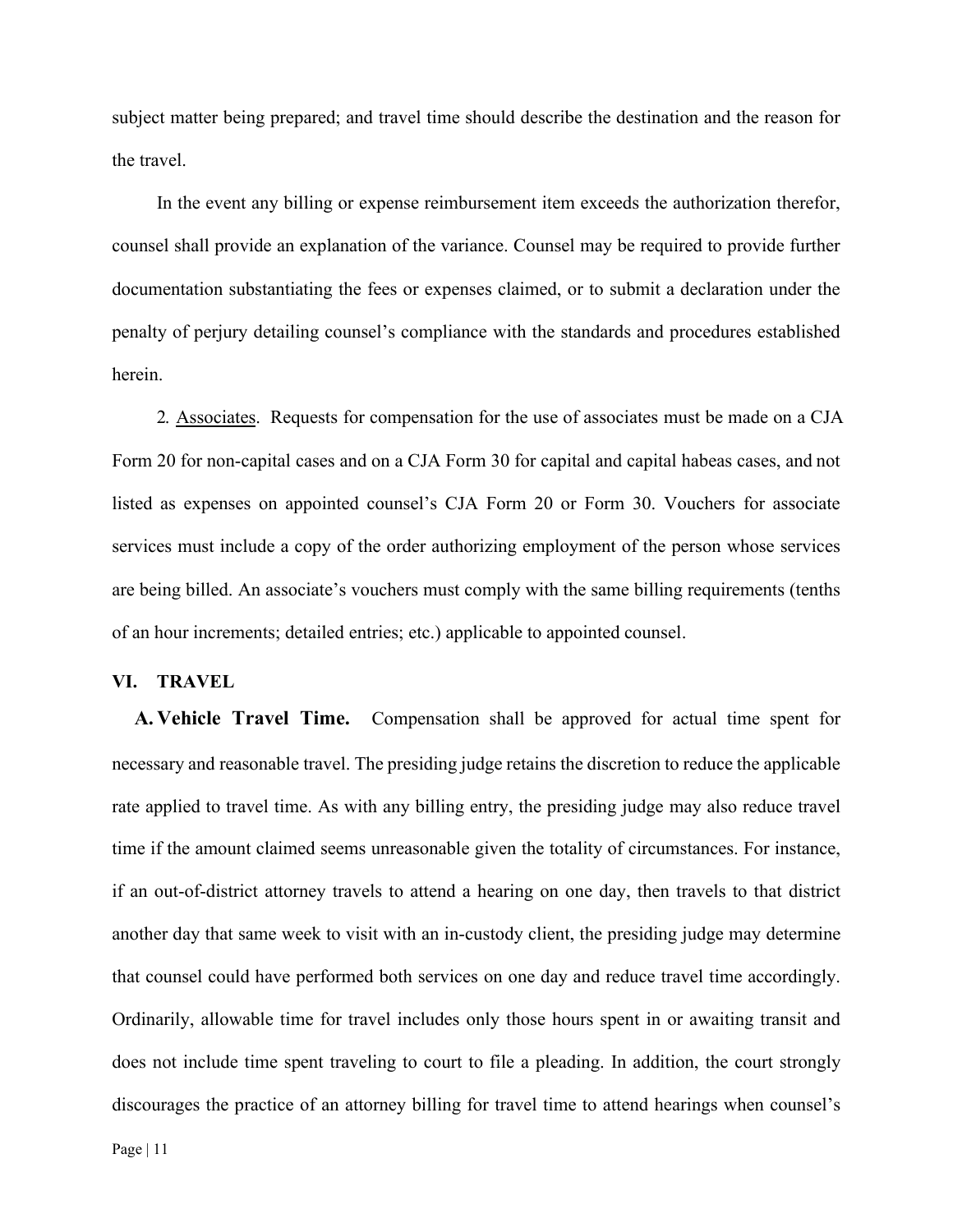subject matter being prepared; and travel time should describe the destination and the reason for the travel.

In the event any billing or expense reimbursement item exceeds the authorization therefor, counsel shall provide an explanation of the variance. Counsel may be required to provide further documentation substantiating the fees or expenses claimed, or to submit a declaration under the penalty of perjury detailing counsel's compliance with the standards and procedures established herein.

2. Associates. Requests for compensation for the use of associates must be made on a CJA Form 20 for non-capital cases and on a CJA Form 30 for capital and capital habeas cases, and not listed as expenses on appointed counsel's CJA Form 20 or Form 30. Vouchers for associate services must include a copy of the order authorizing employment of the person whose services are being billed. An associate's vouchers must comply with the same billing requirements (tenths of an hour increments; detailed entries; etc.) applicable to appointed counsel.

## VI. TRAVEL

**A. Vehicle Travel Time.** Compensation shall be approved for actual time spent for necessary and reasonable travel. The presiding judge retains the discretion to reduce the applicable rate applied to travel time. As with any billing entry, the presiding judge may also reduce travel time if the amount claimed seems unreasonable given the totality of circumstances. For instance, if an out-of-district attorney travels to attend a hearing on one day, then travels to that district another day that same week to visit with an in-custody client, the presiding judge may determine that counsel could have performed both services on one day and reduce travel time accordingly. Ordinarily, allowable time for travel includes only those hours spent in or awaiting transit and does not include time spent traveling to court to file a pleading. In addition, the court strongly discourages the practice of an attorney billing for travel time to attend hearings when counsel's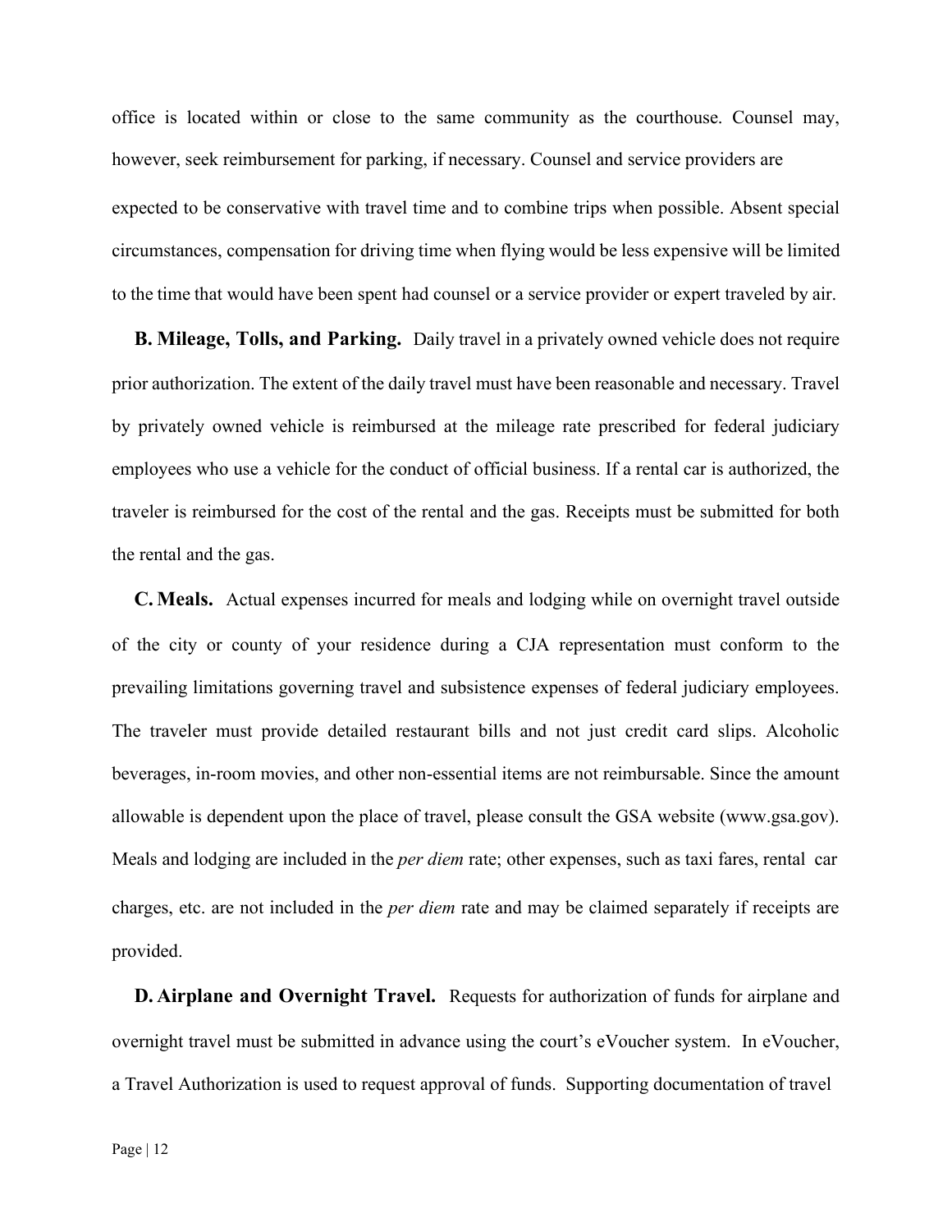office is located within or close to the same community as the courthouse. Counsel may, however, seek reimbursement for parking, if necessary. Counsel and service providers are expected to be conservative with travel time and to combine trips when possible. Absent special circumstances, compensation for driving time when flying would be less expensive will be limited to the time that would have been spent had counsel or a service provider or expert traveled by air.

**B. Mileage, Tolls, and Parking.** Daily travel in a privately owned vehicle does not require prior authorization. The extent of the daily travel must have been reasonable and necessary. Travel by privately owned vehicle is reimbursed at the mileage rate prescribed for federal judiciary employees who use a vehicle for the conduct of official business. If a rental car is authorized, the traveler is reimbursed for the cost of the rental and the gas. Receipts must be submitted for both the rental and the gas.

**C. Meals.** Actual expenses incurred for meals and lodging while on overnight travel outside of the city or county of your residence during a CJA representation must conform to the prevailing limitations governing travel and subsistence expenses of federal judiciary employees. The traveler must provide detailed restaurant bills and not just credit card slips. Alcoholic beverages, in-room movies, and other non-essential items are not reimbursable. Since the amount allowable is dependent upon the place of travel, please consult the GSA website (www.gsa.gov). Meals and lodging are included in the *per diem* rate; other expenses, such as taxi fares, rental car charges, etc. are not included in the *per diem* rate and may be claimed separately if receipts are provided.

**D. Airplane and Overnight Travel.** Requests for authorization of funds for airplane and overnight travel must be submitted in advance using the court's eVoucher system. In eVoucher, a Travel Authorization is used to request approval of funds. Supporting documentation of travel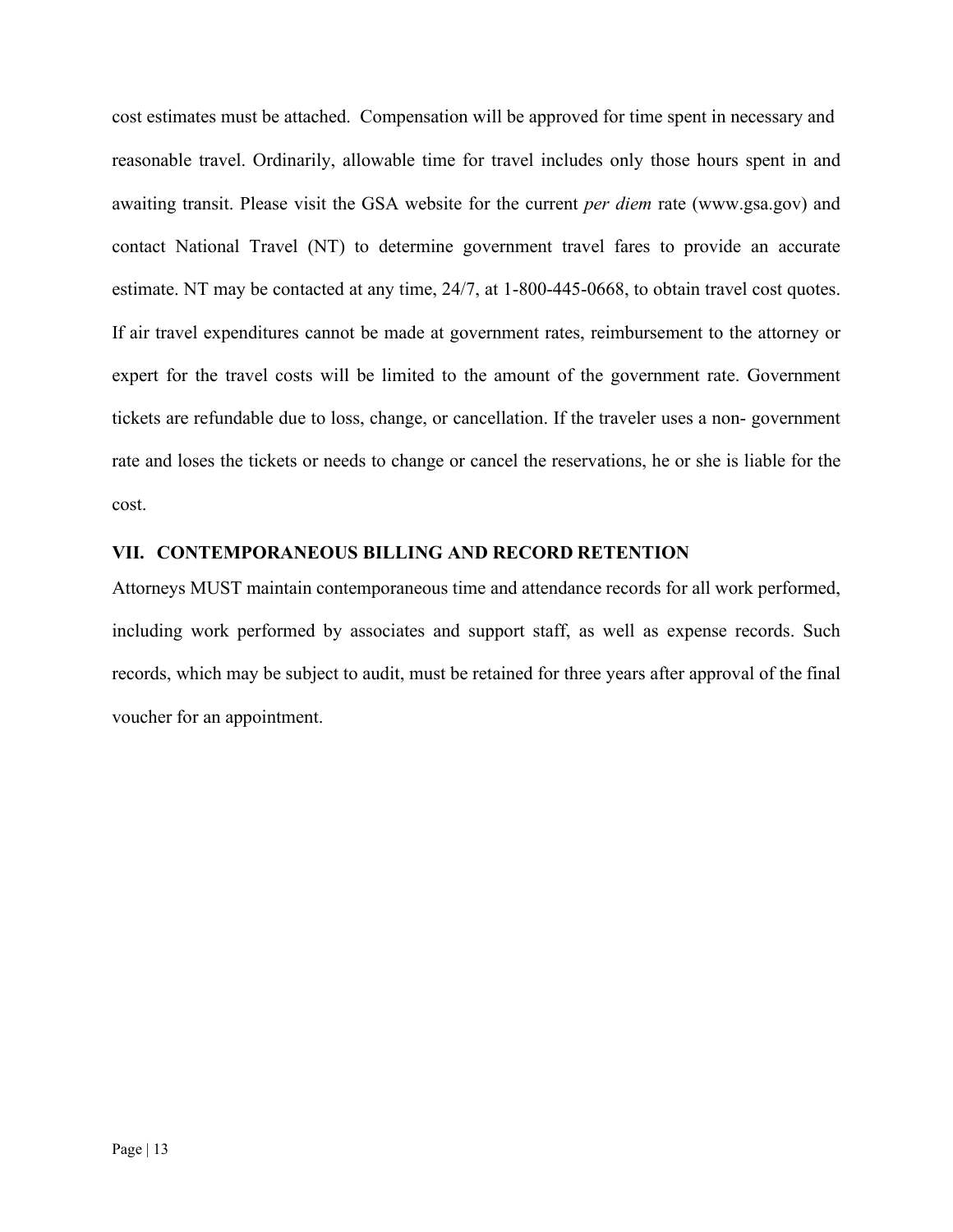cost estimates must be attached. Compensation will be approved for time spent in necessary and reasonable travel. Ordinarily, allowable time for travel includes only those hours spent in and awaiting transit. Please visit the GSA website for the current *per diem* rate (www.gsa.gov) and contact National Travel (NT) to determine government travel fares to provide an accurate estimate. NT may be contacted at any time, 24/7, at 1-800-445-0668, to obtain travel cost quotes. If air travel expenditures cannot be made at government rates, reimbursement to the attorney or expert for the travel costs will be limited to the amount of the government rate. Government tickets are refundable due to loss, change, or cancellation. If the traveler uses a non- government rate and loses the tickets or needs to change or cancel the reservations, he or she is liable for the cost.

## VII. CONTEMPORANEOUS BILLING AND RECORD RETENTION

Attorneys MUST maintain contemporaneous time and attendance records for all work performed, including work performed by associates and support staff, as well as expense records. Such records, which may be subject to audit, must be retained for three years after approval of the final voucher for an appointment.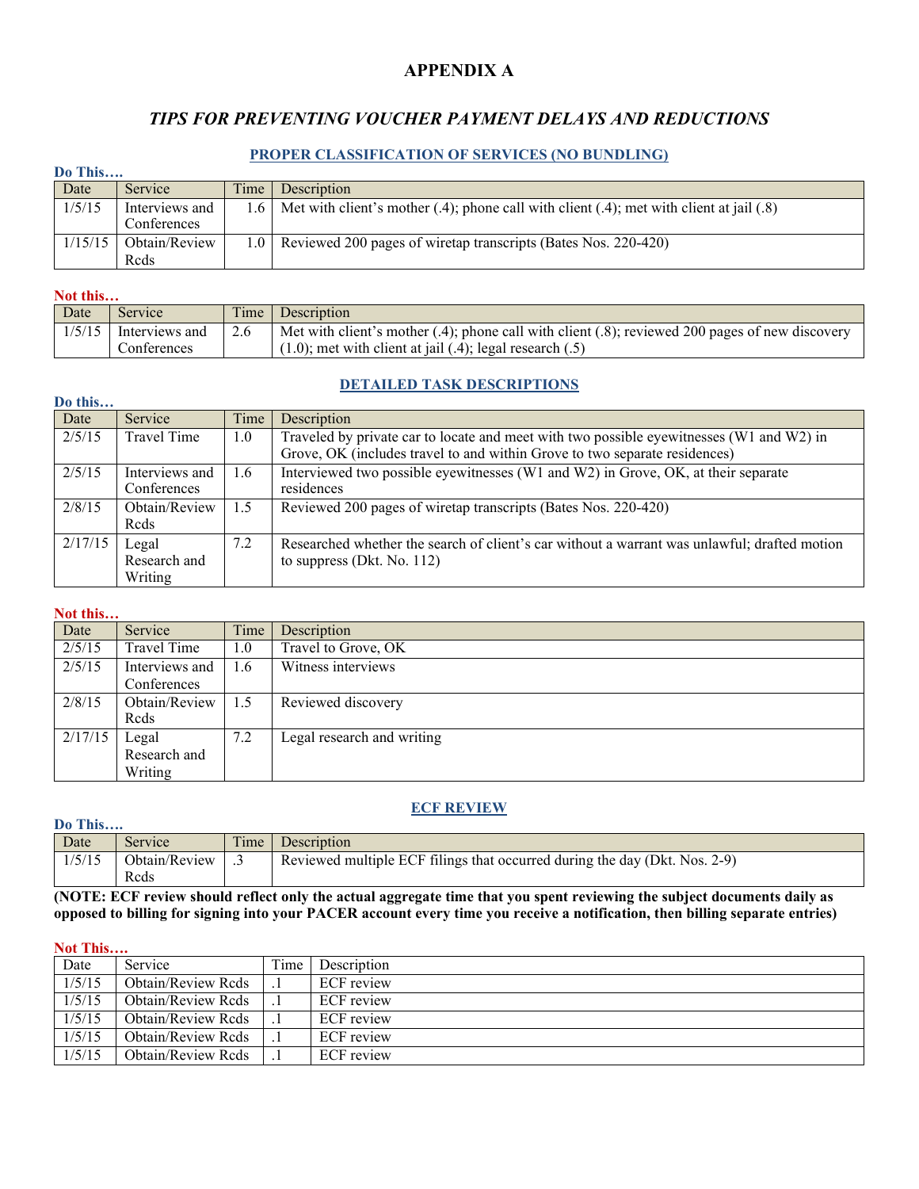# APPENDIX A

## *TIPS FOR PREVENTING VOUCHER PAYMENT DELAYS AND REDUCTIONS*

### PROPER CLASSIFICATION OF SERVICES (NO BUNDLING)

**Do This….**

| Date | Service | Time | Description |
|---|---|---|---|
| 1/5/15 | Interviews and Conferences | 1.6 | Met with client's mother (.4); phone call with client (.4); met with client at jail (.8) |
| 1/15/15 | Obtain/Review Rcds | 1.0 | Reviewed 200 pages of wiretap transcripts (Bates Nos. 220-420) |

**Not this…**

| Date | Service | Time | Description |
|---|---|---|---|
| 1/5/15 | Interviews and Conferences | 2.6 | Met with client's mother (.4); phone call with client (.8); reviewed 200 pages of new discovery (1.0); met with client at jail (.4); legal research (.5) |

### DETAILED TASK DESCRIPTIONS

**Do this…**

| Date | Service | Time | Description |
|---|---|---|---|
| 2/5/15 | Travel Time | 1.0 | Traveled by private car to locate and meet with two possible eyewitnesses (W1 and W2) in Grove, OK (includes travel to and within Grove to two separate residences) |
| 2/5/15 | Interviews and Conferences | 1.6 | Interviewed two possible eyewitnesses (W1 and W2) in Grove, OK, at their separate residences |
| 2/8/15 | Obtain/Review Rcds | 1.5 | Reviewed 200 pages of wiretap transcripts (Bates Nos. 220-420) |
| 2/17/15 | Legal Research and Writing | 7.2 | Researched whether the search of client's car without a warrant was unlawful; drafted motion to suppress (Dkt. No. 112) |

**Not this…**

| Date | Service | Time | Description |
|---|---|---|---|
| 2/5/15 | Travel Time | 1.0 | Travel to Grove, OK |
| 2/5/15 | Interviews and Conferences | 1.6 | Witness interviews |
| 2/8/15 | Obtain/Review Rcds | 1.5 | Reviewed discovery |
| 2/17/15 | Legal Research and Writing | 7.2 | Legal research and writing |

### ECF REVIEW

**Do This….**

| Date | Service | Time | Description |
|---|---|---|---|
| 1/5/15 | Obtain/Review Rcds | .3 | Reviewed multiple ECF filings that occurred during the day (Dkt. Nos. 2-9) |

**(NOTE: ECF review should reflect only the actual aggregate time that you spent reviewing the subject documents daily as opposed to billing for signing into your PACER account every time you receive a notification, then billing separate entries)**

**Not This….**

| Date | Service | Time | Description |
|---|---|---|---|
| 1/5/15 | Obtain/Review Rcds | .1 | ECF review |
| 1/5/15 | Obtain/Review Rcds | .1 | ECF review |
| 1/5/15 | Obtain/Review Rcds | .1 | ECF review |
| 1/5/15 | Obtain/Review Rcds | .1 | ECF review |
| 1/5/15 | Obtain/Review Rcds | .1 | ECF review |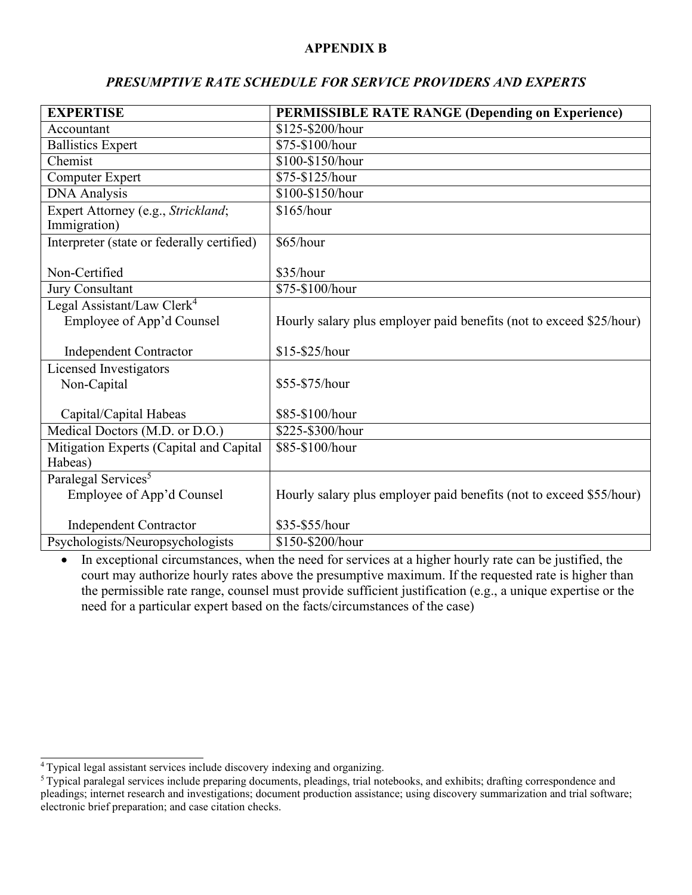**APPENDIX B**

***PRESUMPTIVE RATE SCHEDULE FOR SERVICE PROVIDERS AND EXPERTS***

| EXPERTISE | PERMISSIBLE RATE RANGE (Depending on Experience) |
|---|---|
| Accountant | $125-$200/hour |
| Ballistics Expert | $75-$100/hour |
| Chemist | $100-$150/hour |
| Computer Expert | $75-$125/hour |
| DNA Analysis | $100-$150/hour |
| Expert Attorney (e.g., *Strickland*; Immigration) | $165/hour |
| Interpreter (state or federally certified)<br><br>Non-Certified | $65/hour<br><br>$35/hour |
| Jury Consultant | $75-$100/hour |
| Legal Assistant/Law Clerk[4]<br>Employee of App'd Counsel<br><br>Independent Contractor | <br>Hourly salary plus employer paid benefits (not to exceed $25/hour)<br><br>$15-$25/hour |
| Licensed Investigators<br>Non-Capital<br><br>Capital/Capital Habeas | <br>$55-$75/hour<br><br>$85-$100/hour |
| Medical Doctors (M.D. or D.O.) | $225-$300/hour |
| Mitigation Experts (Capital and Capital Habeas) | $85-$100/hour |
| Paralegal Services[5]<br>Employee of App'd Counsel<br><br>Independent Contractor | <br>Hourly salary plus employer paid benefits (not to exceed $55/hour)<br><br>$35-$55/hour |
| Psychologists/Neuropsychologists | $150-$200/hour |

- In exceptional circumstances, when the need for services at a higher hourly rate can be justified, the court may authorize hourly rates above the presumptive maximum. If the requested rate is higher than the permissible rate range, counsel must provide sufficient justification (e.g., a unique expertise or the need for a particular expert based on the facts/circumstances of the case)

---

[4] Typical legal assistant services include discovery indexing and organizing.

[5] Typical paralegal services include preparing documents, pleadings, trial notebooks, and exhibits; drafting correspondence and pleadings; internet research and investigations; document production assistance; using discovery summarization and trial software; electronic brief preparation; and case citation checks.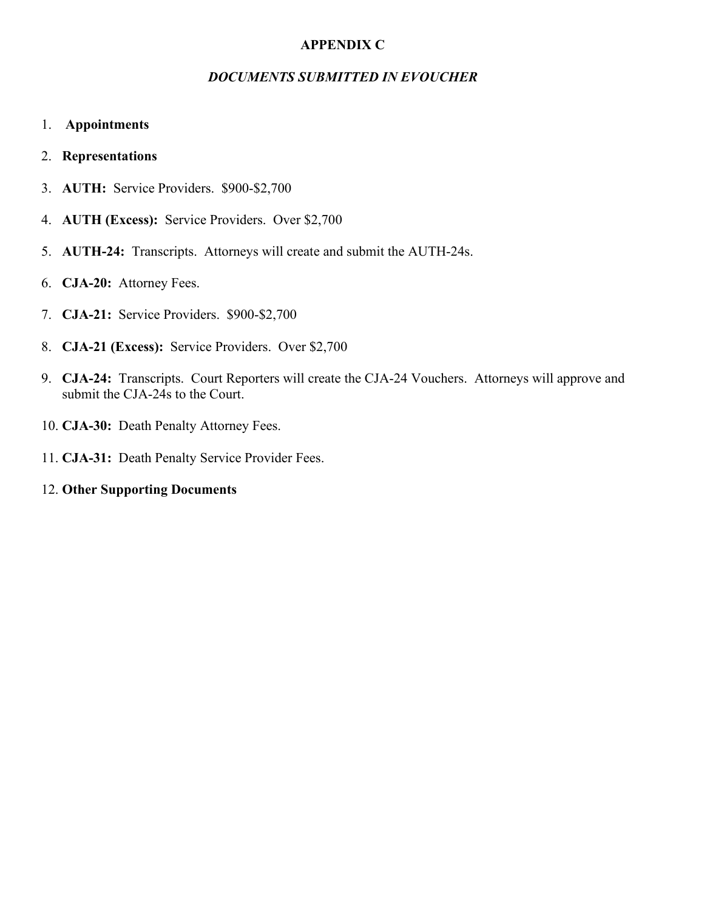# APPENDIX C

## *DOCUMENTS SUBMITTED IN EVOUCHER*

1. **Appointments**
2. **Representations**
3. **AUTH:** Service Providers. $900-$2,700
4. **AUTH (Excess):** Service Providers. Over $2,700
5. **AUTH-24:** Transcripts. Attorneys will create and submit the AUTH-24s.
6. **CJA-20:** Attorney Fees.
7. **CJA-21:** Service Providers. $900-$2,700
8. **CJA-21 (Excess):** Service Providers. Over $2,700
9. **CJA-24:** Transcripts. Court Reporters will create the CJA-24 Vouchers. Attorneys will approve and submit the CJA-24s to the Court.
10. **CJA-30:** Death Penalty Attorney Fees.
11. **CJA-31:** Death Penalty Service Provider Fees.
12. **Other Supporting Documents**